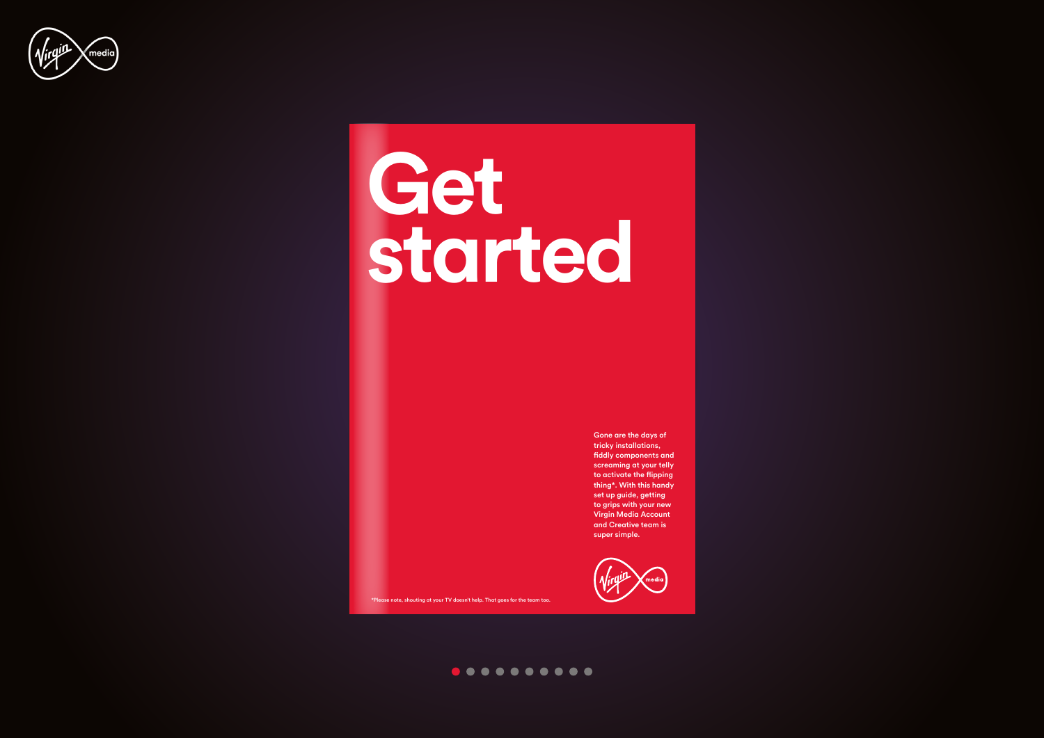# Get started

Gone are the days of tricky installations, fiddly components and screaming at your telly to activate the flipping thing*. With this handy set up guide, getting to grips with your new Virgin Media Account and Creative team is super simple.

*Please note, shouting at your TV doesn't help. That goes for the team too.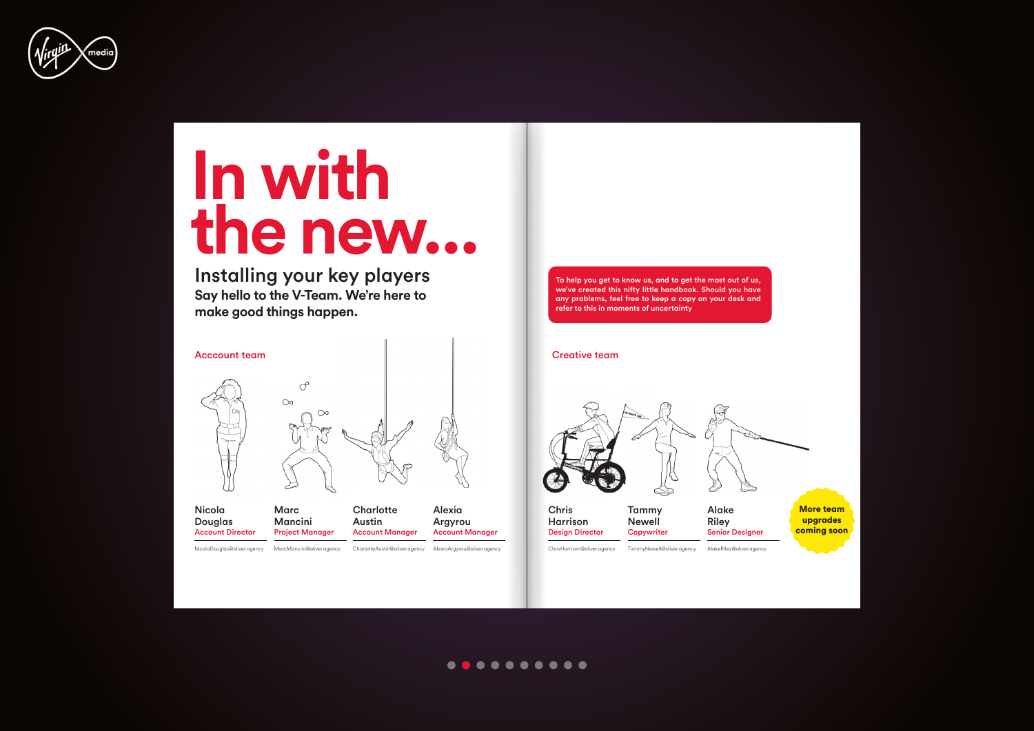# In with the new...

## Installing your key players

**Say hello to the V-Team. We're here to make good things happen.**

To help you get to know us, and to get the most out of us, we've created this nifty little handbook. Should you have any problems, feel free to keep a copy on your desk and refer to this in moments of uncertainty

### Acccount team

**Nicola Douglas**
Account Director
NicolaDouglas@oliver.agency

**Marc Mancini**
Project Manager
MarcMancini@oliver.agency

**Charlotte Austin**
Account Manager
CharlotteAustin@oliver.agency

**Alexia Argyrou**
Account Manager
AlexiaArgyrou@oliver.agency

### Creative team

**Chris Harrison**
Design Director
ChrisHarrison@oliver.agency

**Tammy Newell**
Copywriter
TammyNewell@oliver.agency

**Alake Riley**
Senior Designer
AlakeRiley@oliver.agency

**More team upgrades coming soon**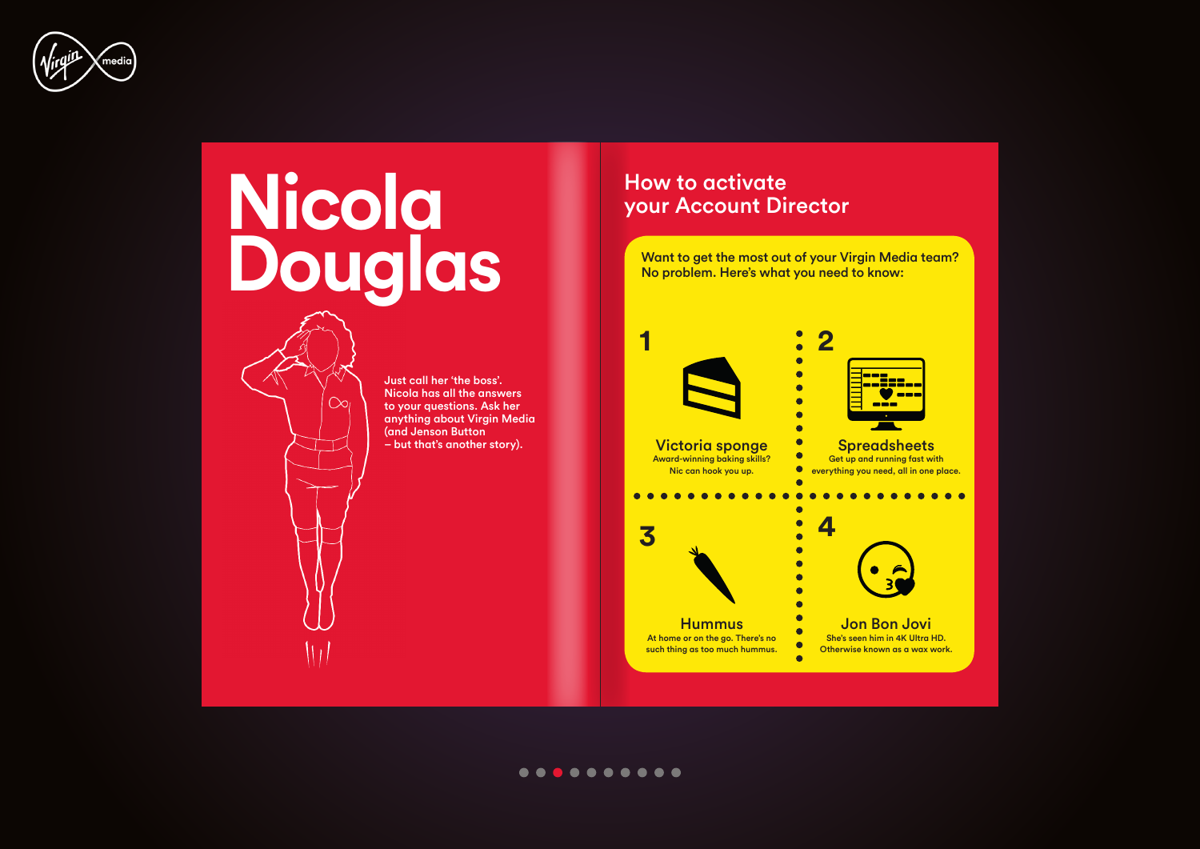# Nicola Douglas

Just call her 'the boss'. Nicola has all the answers to your questions. Ask her anything about Virgin Media (and Jenson Button – but that's another story).

## How to activate your Account Director

Want to get the most out of your Virgin Media team? No problem. Here's what you need to know:

**1**

### Victoria sponge

Award-winning baking skills? Nic can hook you up.

**2**

### Spreadsheets

Get up and running fast with everything you need, all in one place.

**3**

### Hummus

At home or on the go. There's no such thing as too much hummus.

**4**

### Jon Bon Jovi

She's seen him in 4K Ultra HD. Otherwise known as a wax work.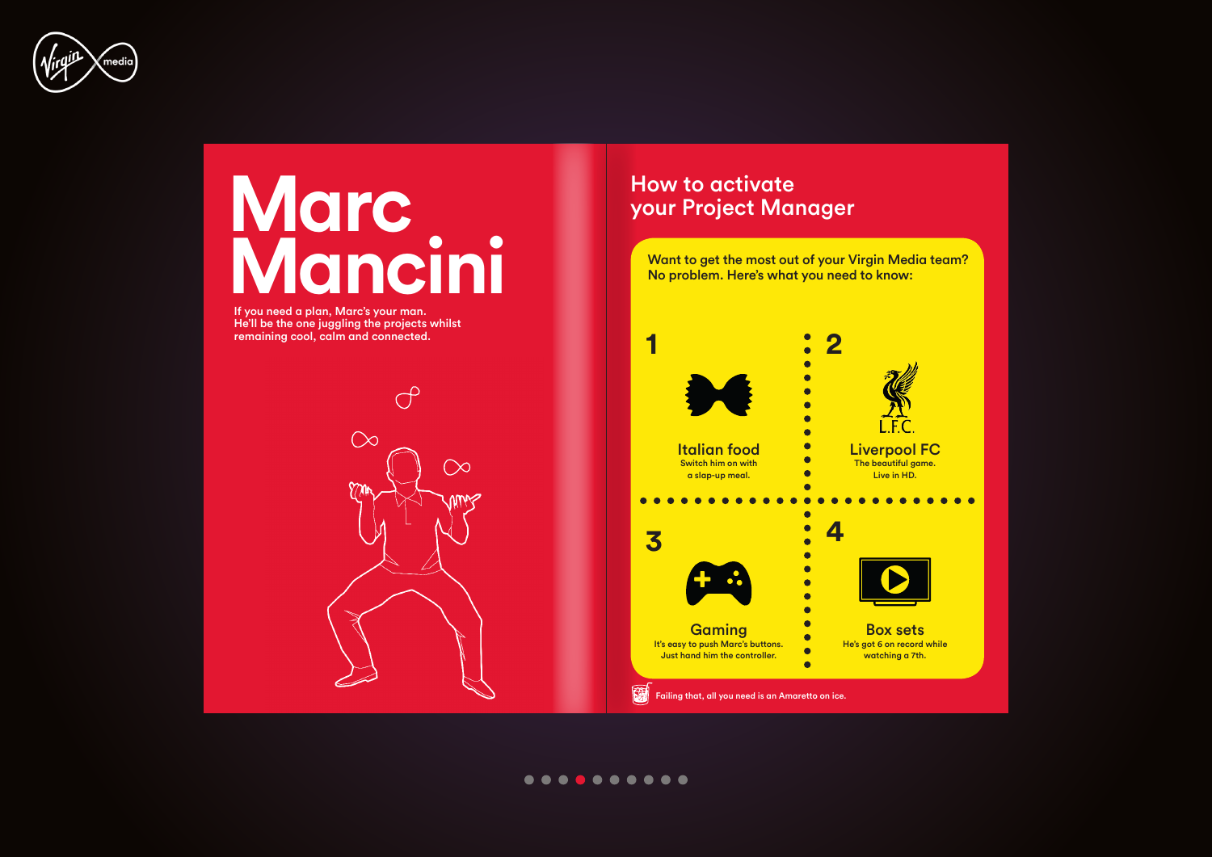# Marc Mancini

If you need a plan, Marc's your man.
He'll be the one juggling the projects whilst remaining cool, calm and connected.

## How to activate your Project Manager

Want to get the most out of your Virgin Media team?
No problem. Here's what you need to know:

**1**

### Italian food

Switch him on with a slap-up meal.

**2**

L.F.C.

### Liverpool FC

The beautiful game. Live in HD.

**3**

### Gaming

It's easy to push Marc's buttons. Just hand him the controller.

**4**

### Box sets

He's got 6 on record while watching a 7th.

Failing that, all you need is an Amaretto on ice.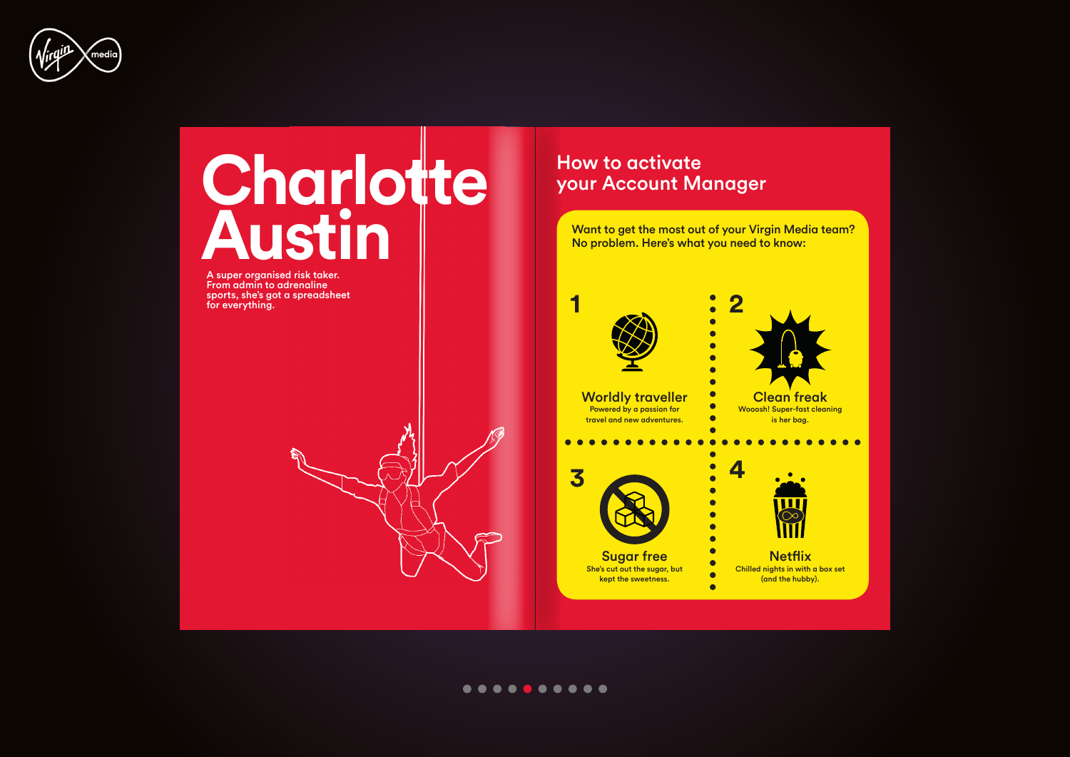# Charlotte Austin

A super organised risk taker. From admin to adrenaline sports, she's got a spreadsheet for everything.

## How to activate your Account Manager

Want to get the most out of your Virgin Media team? No problem. Here's what you need to know:

### 1 Worldly traveller

Powered by a passion for travel and new adventures.

### 2 Clean freak

Wooosh! Super-fast cleaning is her bag.

### 3 Sugar free

She's cut out the sugar, but kept the sweetness.

### 4 Netflix

Chilled nights in with a box set (and the hubby).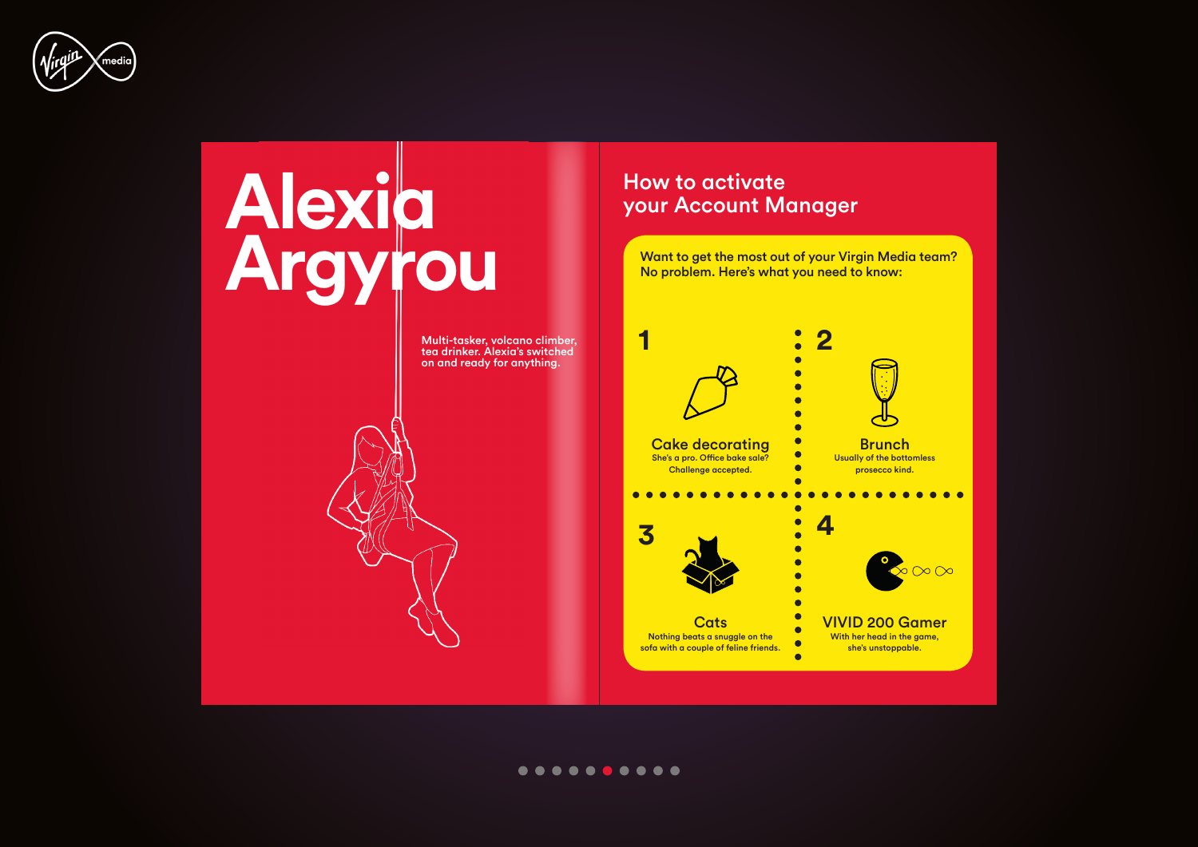# Alexia Argyrou

Multi-tasker, volcano climber, tea drinker. Alexia's switched on and ready for anything.

## How to activate your Account Manager

Want to get the most out of your Virgin Media team? No problem. Here's what you need to know:

**1**

### Cake decorating

She's a pro. Office bake sale? Challenge accepted.

**2**

### Brunch

Usually of the bottomless prosecco kind.

**3**

### Cats

Nothing beats a snuggle on the sofa with a couple of feline friends.

**4**

### VIVID 200 Gamer

With her head in the game, she's unstoppable.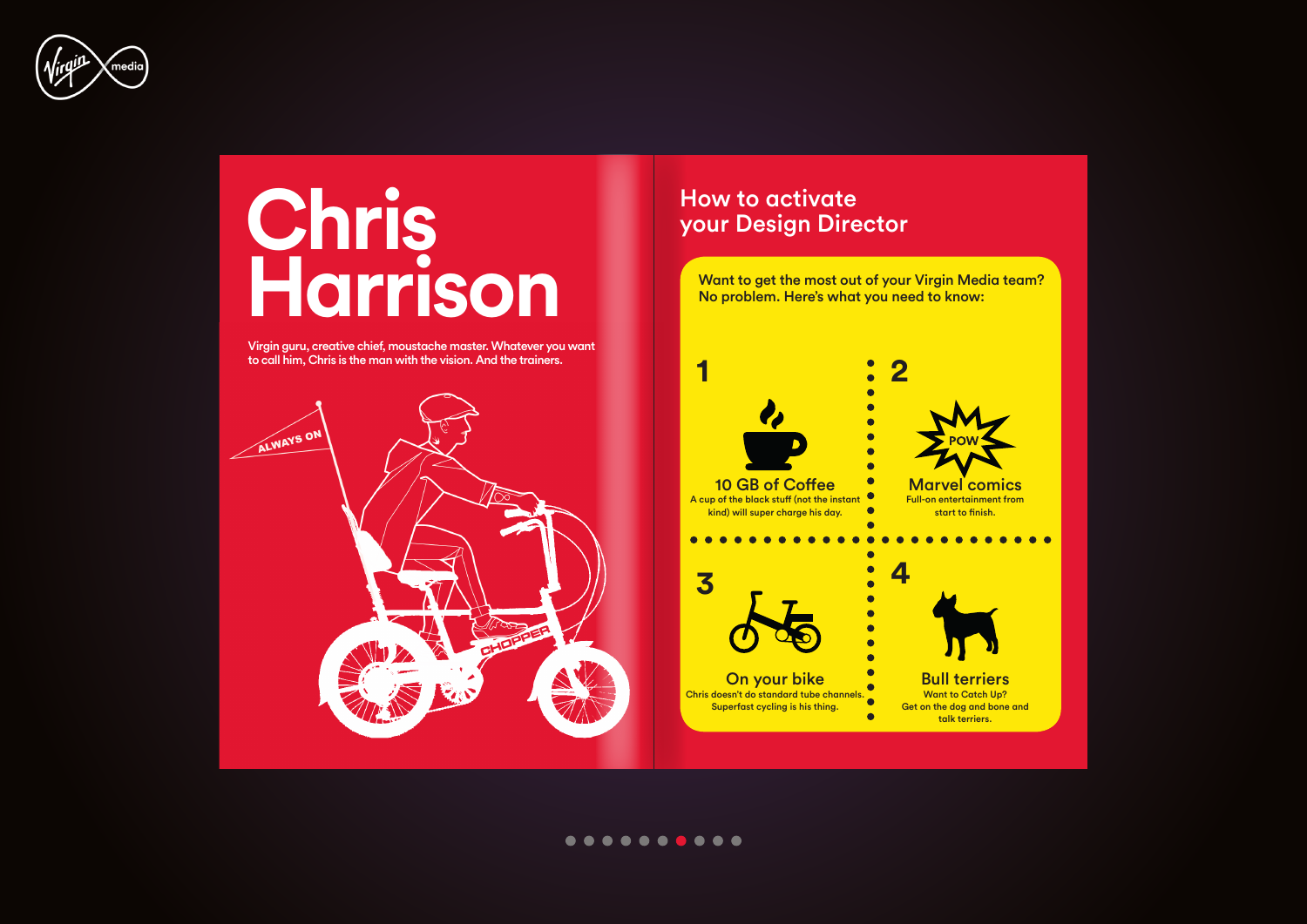# Chris Harrison

Virgin guru, creative chief, moustache master. Whatever you want to call him, Chris is the man with the vision. And the trainers.

ALWAYS ON

CHOPPER

## How to activate your Design Director

Want to get the most out of your Virgin Media team? No problem. Here's what you need to know:

**1**

### 10 GB of Coffee

A cup of the black stuff (not the instant kind) will super charge his day.

**2**

POW

### Marvel comics

Full-on entertainment from start to finish.

**3**

### On your bike

Chris doesn't do standard tube channels. Superfast cycling is his thing.

**4**

### Bull terriers

Want to Catch Up? Get on the dog and bone and talk terriers.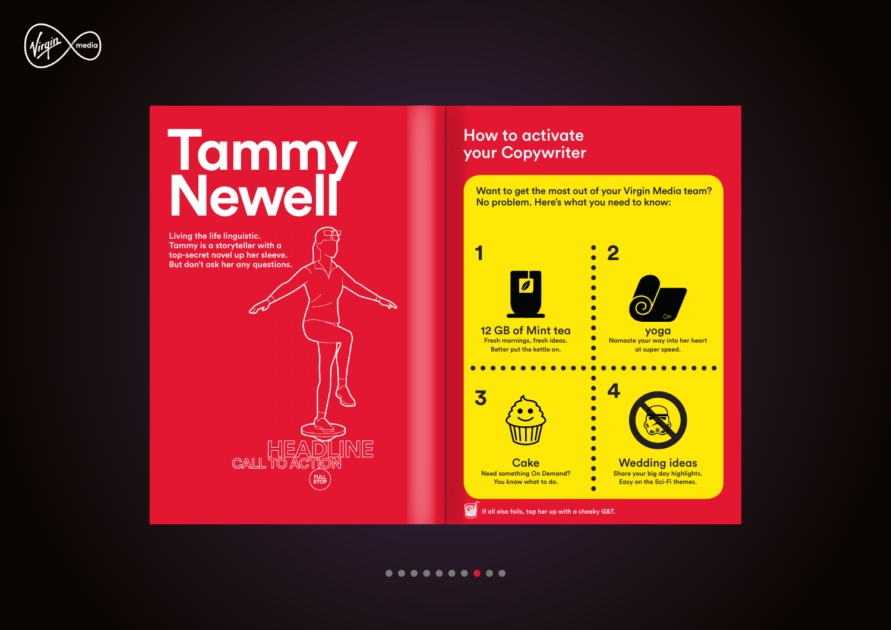# Tammy Newell

Living the life linguistic.
Tammy is a storyteller with a top-secret novel up her sleeve.
But don't ask her any questions.

HEADLINE
CALL TO ACTION
FULL STOP

## How to activate your Copywriter

Want to get the most out of your Virgin Media team?
No problem. Here's what you need to know:

**1**
### 12 GB of Mint tea
Fresh mornings, fresh ideas.
Better put the kettle on.

**2**
### yoga
Namaste your way into her heart at super speed.

**3**
### Cake
Need something On Demand?
You know what to do.

**4**
### Wedding ideas
Share your big day highlights.
Easy on the Sci-Fi themes.

If all else fails, top her up with a cheeky G&T.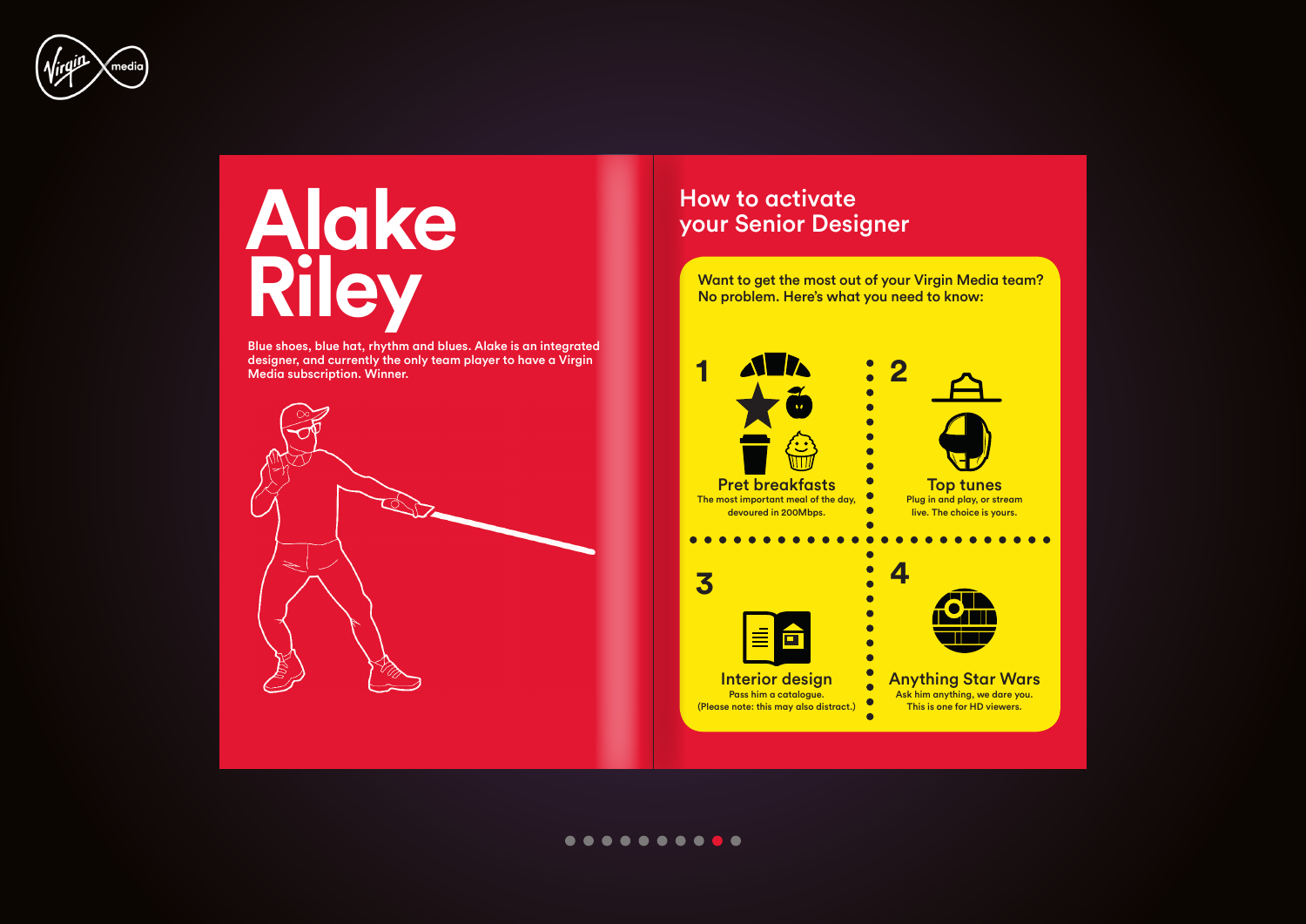# Alake Riley

Blue shoes, blue hat, rhythm and blues. Alake is an integrated designer, and currently the only team player to have a Virgin Media subscription. Winner.

## How to activate your Senior Designer

Want to get the most out of your Virgin Media team? No problem. Here's what you need to know:

**1 Pret breakfasts**
The most important meal of the day, devoured in 200Mbps.

**2 Top tunes**
Plug in and play, or stream live. The choice is yours.

**3 Interior design**
Pass him a catalogue.
(Please note: this may also distract.)

**4 Anything Star Wars**
Ask him anything, we dare you.
This is one for HD viewers.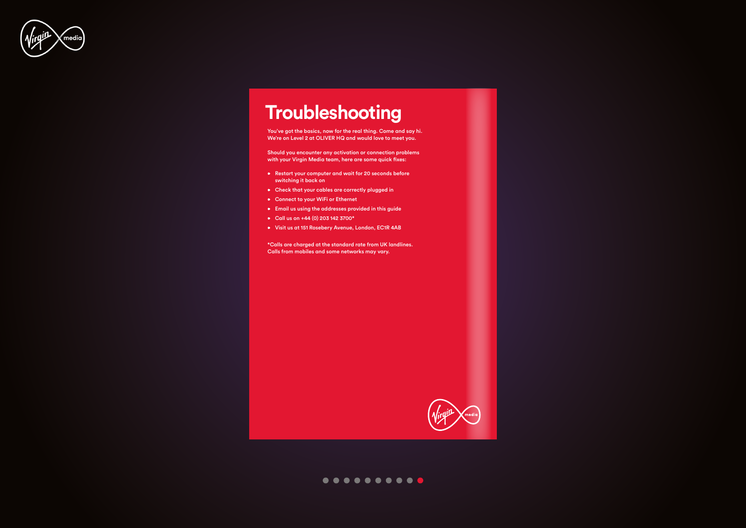# Troubleshooting

You've got the basics, now for the real thing. Come and say hi. We're on Level 2 at OLIVER HQ and would love to meet you.

Should you encounter any activation or connection problems with your Virgin Media team, here are some quick fixes:

- Restart your computer and wait for 20 seconds before switching it back on
- Check that your cables are correctly plugged in
- Connect to your WiFi or Ethernet
- Email us using the addresses provided in this guide
- Call us on +44 (0) 203 142 3700*
- Visit us at 151 Rosebery Avenue, London, EC1R 4AB

*Calls are charged at the standard rate from UK landlines. Calls from mobiles and some networks may vary.